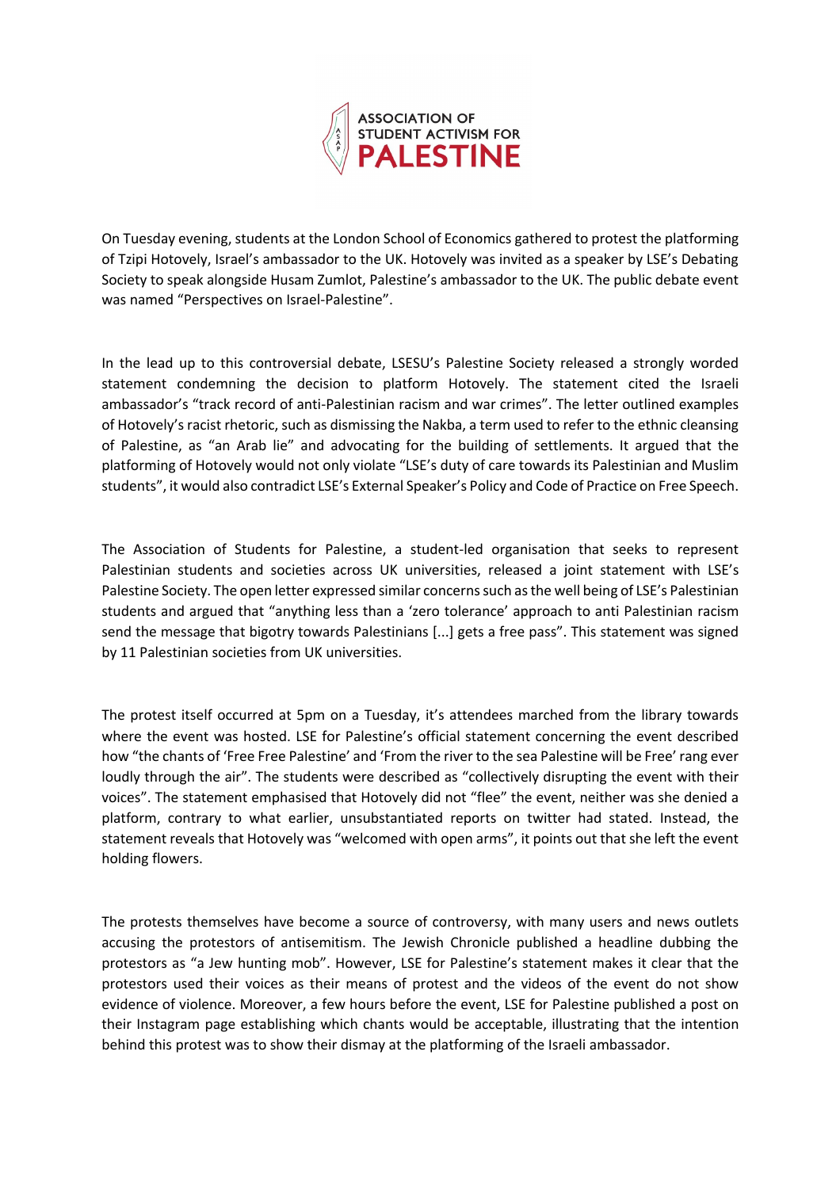ASSOCIATION OF STUDENT ACTIVISM FOR PALESTINE

On Tuesday evening, students at the London School of Economics gathered to protest the platforming of Tzipi Hotovely, Israel's ambassador to the UK. Hotovely was invited as a speaker by LSE's Debating Society to speak alongside Husam Zumlot, Palestine's ambassador to the UK. The public debate event was named "Perspectives on Israel-Palestine".

In the lead up to this controversial debate, LSESU's Palestine Society released a strongly worded statement condemning the decision to platform Hotovely. The statement cited the Israeli ambassador's "track record of anti-Palestinian racism and war crimes". The letter outlined examples of Hotovely's racist rhetoric, such as dismissing the Nakba, a term used to refer to the ethnic cleansing of Palestine, as "an Arab lie" and advocating for the building of settlements. It argued that the platforming of Hotovely would not only violate "LSE's duty of care towards its Palestinian and Muslim students", it would also contradict LSE's External Speaker's Policy and Code of Practice on Free Speech.

The Association of Students for Palestine, a student-led organisation that seeks to represent Palestinian students and societies across UK universities, released a joint statement with LSE's Palestine Society. The open letter expressed similar concerns such as the well being of LSE's Palestinian students and argued that "anything less than a 'zero tolerance' approach to anti Palestinian racism send the message that bigotry towards Palestinians [...] gets a free pass". This statement was signed by 11 Palestinian societies from UK universities.

The protest itself occurred at 5pm on a Tuesday, it's attendees marched from the library towards where the event was hosted. LSE for Palestine's official statement concerning the event described how "the chants of 'Free Free Palestine' and 'From the river to the sea Palestine will be Free' rang ever loudly through the air". The students were described as "collectively disrupting the event with their voices". The statement emphasised that Hotovely did not "flee" the event, neither was she denied a platform, contrary to what earlier, unsubstantiated reports on twitter had stated. Instead, the statement reveals that Hotovely was "welcomed with open arms", it points out that she left the event holding flowers.

The protests themselves have become a source of controversy, with many users and news outlets accusing the protestors of antisemitism. The Jewish Chronicle published a headline dubbing the protestors as "a Jew hunting mob". However, LSE for Palestine's statement makes it clear that the protestors used their voices as their means of protest and the videos of the event do not show evidence of violence. Moreover, a few hours before the event, LSE for Palestine published a post on their Instagram page establishing which chants would be acceptable, illustrating that the intention behind this protest was to show their dismay at the platforming of the Israeli ambassador.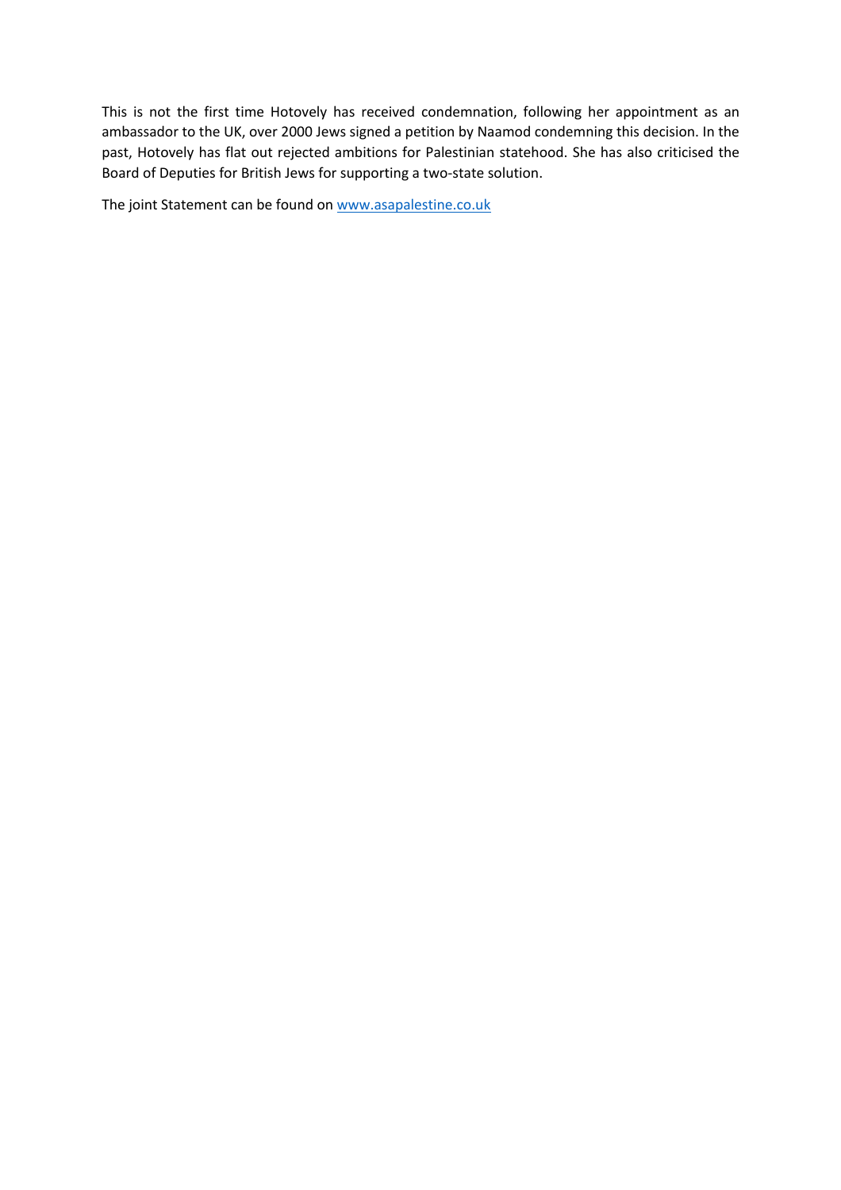This is not the first time Hotovely has received condemnation, following her appointment as an ambassador to the UK, over 2000 Jews signed a petition by Naamod condemning this decision. In the past, Hotovely has flat out rejected ambitions for Palestinian statehood. She has also criticised the Board of Deputies for British Jews for supporting a two-state solution.

The joint Statement can be found on [www.asapalestine.co.uk](http://www.asapalestine.co.uk)